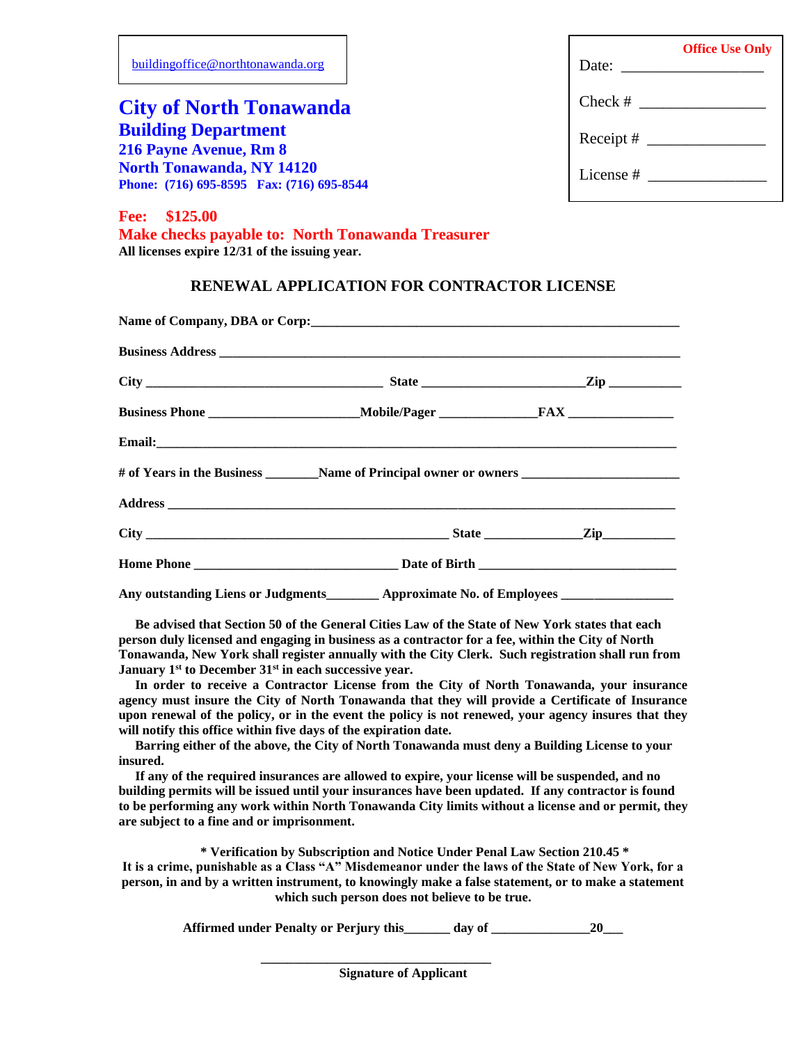buildingoffice@northtonawanda.org

# City of North Tonawanda

## Building Department

**216 Payne Avenue, Rm 8**
**North Tonawanda, NY 14120**
**Phone: (716) 695-8595 Fax: (716) 695-8544**

**Office Use Only**

Date: ___________________

Check # ________________

Receipt # _______________

License # _______________

**Fee: $125.00**
**Make checks payable to: North Tonawanda Treasurer**
**All licenses expire 12/31 of the issuing year.**

## RENEWAL APPLICATION FOR CONTRACTOR LICENSE

**Name of Company, DBA or Corp:**_________________________________________________________

**Business Address** ________________________________________________________________

**City** ___________________________________ **State** ________________________**Zip** ___________

**Business Phone** ______________________**Mobile/Pager** ______________**FAX** ________________

**Email:**__________________________________________________________________________

**# of Years in the Business** ________**Name of Principal owner or owners** _______________________

**Address** ___________________________________________________________________________

**City** ______________________________________________ **State** ______________**Zip**___________

**Home Phone** _______________________________ **Date of Birth** ______________________________

**Any outstanding Liens or Judgments**________ **Approximate No. of Employees** ________________

**Be advised that Section 50 of the General Cities Law of the State of New York states that each person duly licensed and engaging in business as a contractor for a fee, within the City of North Tonawanda, New York shall register annually with the City Clerk. Such registration shall run from January 1st to December 31st in each successive year.**

**In order to receive a Contractor License from the City of North Tonawanda, your insurance agency must insure the City of North Tonawanda that they will provide a Certificate of Insurance upon renewal of the policy, or in the event the policy is not renewed, your agency insures that they will notify this office within five days of the expiration date.**

**Barring either of the above, the City of North Tonawanda must deny a Building License to your insured.**

**If any of the required insurances are allowed to expire, your license will be suspended, and no building permits will be issued until your insurances have been updated. If any contractor is found to be performing any work within North Tonawanda City limits without a license and or permit, they are subject to a fine and or imprisonment.**

**\* Verification by Subscription and Notice Under Penal Law Section 210.45 \***
**It is a crime, punishable as a Class "A" Misdemeanor under the laws of the State of New York, for a person, in and by a written instrument, to knowingly make a false statement, or to make a statement which such person does not believe to be true.**

**Affirmed under Penalty or Perjury this_______ day of ______________20___**

___________________________________
**Signature of Applicant**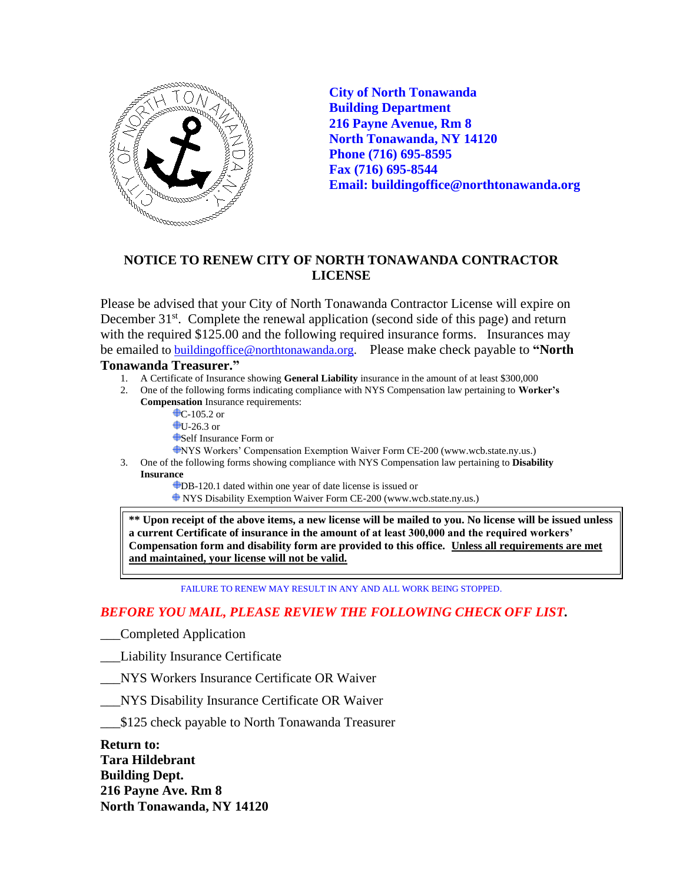**City of North Tonawanda**
**Building Department**
**216 Payne Avenue, Rm 8**
**North Tonawanda, NY 14120**
**Phone (716) 695-8595**
**Fax (716) 695-8544**
**Email: buildingoffice@northtonawanda.org**

## NOTICE TO RENEW CITY OF NORTH TONAWANDA CONTRACTOR LICENSE

Please be advised that your City of North Tonawanda Contractor License will expire on December 31st. Complete the renewal application (second side of this page) and return with the required $125.00 and the following required insurance forms. Insurances may be emailed to buildingoffice@northtonawanda.org. Please make check payable to **"North Tonawanda Treasurer."**

1. A Certificate of Insurance showing **General Liability** insurance in the amount of at least $300,000
2. One of the following forms indicating compliance with NYS Compensation law pertaining to **Worker's Compensation** Insurance requirements:
   - C-105.2 or
   - U-26.3 or
   - Self Insurance Form or
   - NYS Workers' Compensation Exemption Waiver Form CE-200 (www.wcb.state.ny.us.)
3. One of the following forms showing compliance with NYS Compensation law pertaining to **Disability Insurance**
   - DB-120.1 dated within one year of date license is issued or
   - NYS Disability Exemption Waiver Form CE-200 (www.wcb.state.ny.us.)

**\*\* Upon receipt of the above items, a new license will be mailed to you. No license will be issued unless a current Certificate of insurance in the amount of at least 300,000 and the required workers' Compensation form and disability form are provided to this office. Unless all requirements are met and maintained, your license will not be valid.**

FAILURE TO RENEW MAY RESULT IN ANY AND ALL WORK BEING STOPPED.

***BEFORE YOU MAIL, PLEASE REVIEW THE FOLLOWING CHECK OFF LIST.***

\_\_\_Completed Application

\_\_\_Liability Insurance Certificate

\_\_\_NYS Workers Insurance Certificate OR Waiver

\_\_\_NYS Disability Insurance Certificate OR Waiver

\_\_\_$125 check payable to North Tonawanda Treasurer

**Return to:**
**Tara Hildebrant**
**Building Dept.**
**216 Payne Ave. Rm 8**
**North Tonawanda, NY 14120**